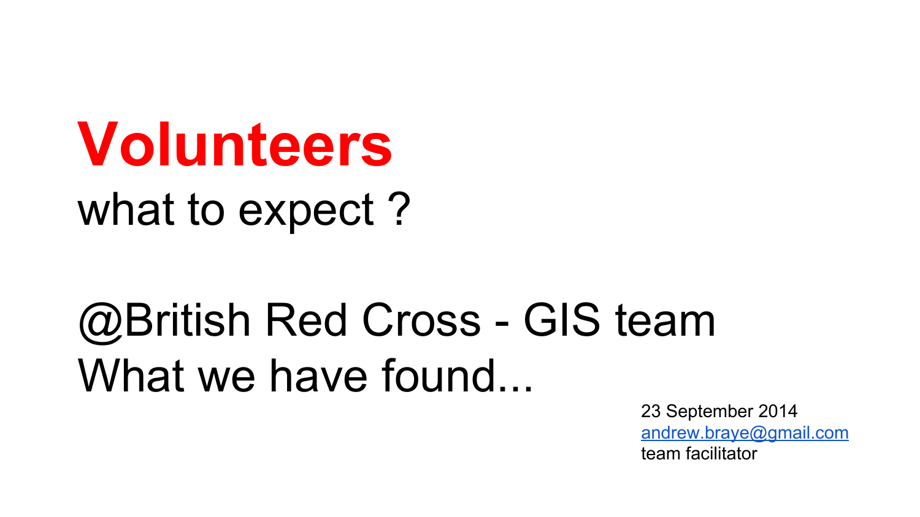# Volunteers

what to expect ?

@British Red Cross - GIS team

What we have found...

23 September 2014

andrew.braye@gmail.com

team facilitator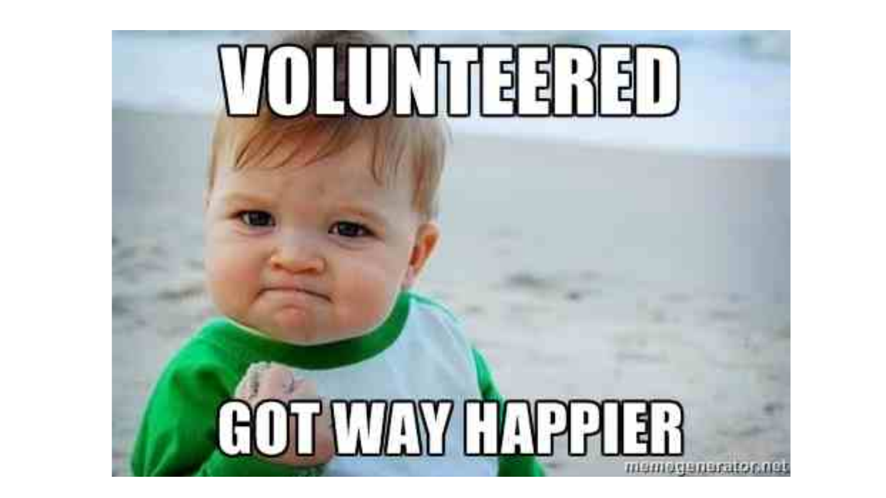VOLUNTEERED

GOT WAY HAPPIER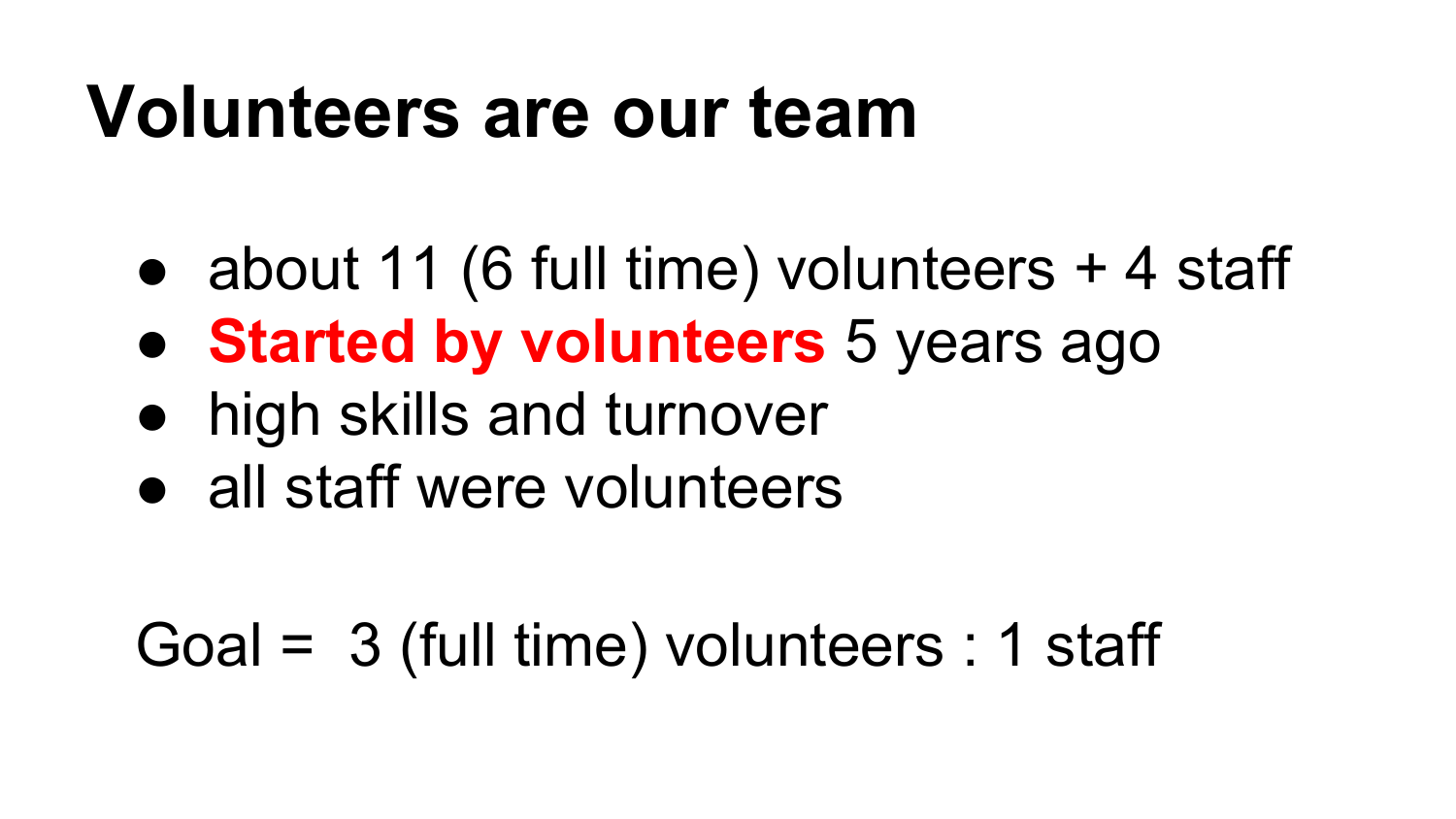# Volunteers are our team

- about 11 (6 full time) volunteers + 4 staff
- **Started by volunteers** 5 years ago
- high skills and turnover
- all staff were volunteers

Goal = 3 (full time) volunteers : 1 staff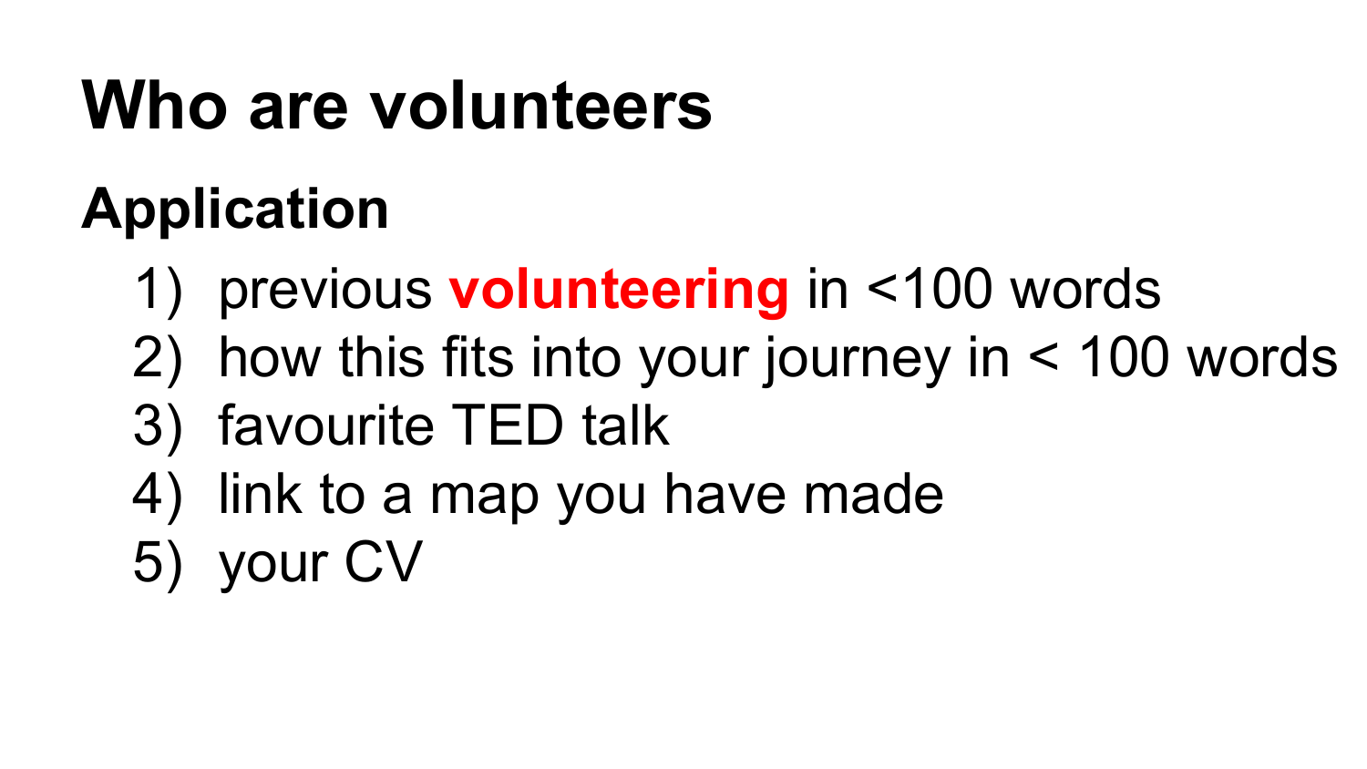# Who are volunteers

## Application

1) previous **volunteering** in <100 words
2) how this fits into your journey in < 100 words
3) favourite TED talk
4) link to a map you have made
5) your CV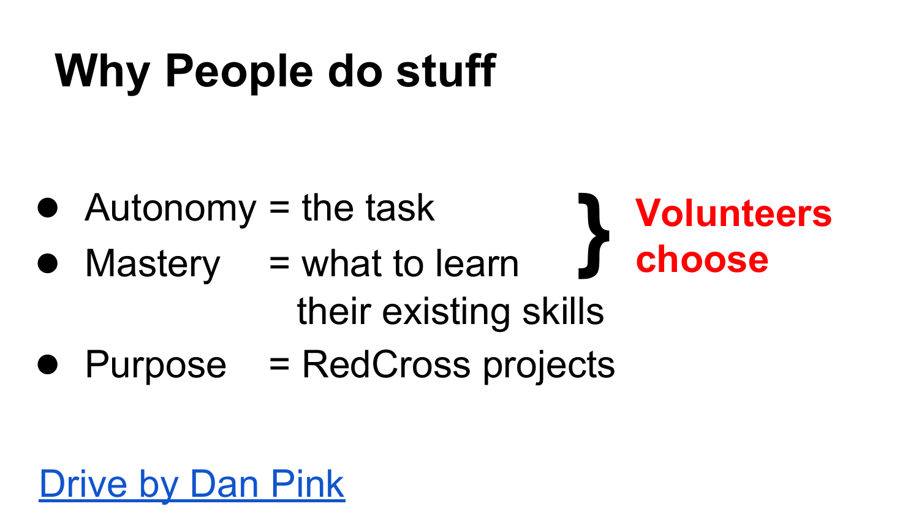# Why People do stuff

- Autonomy = the task
- Mastery = what to learn
  their existing skills
- Purpose = RedCross projects

} **Volunteers choose**

[Drive by Dan Pink]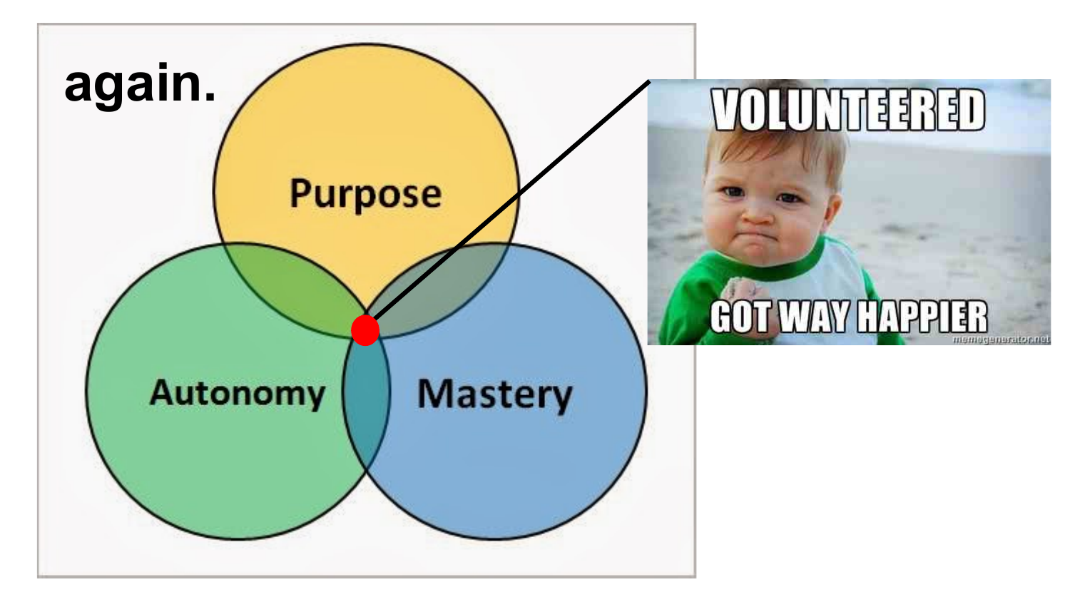again.

Purpose

Autonomy

Mastery

VOLUNTEERED

GOT WAY HAPPIER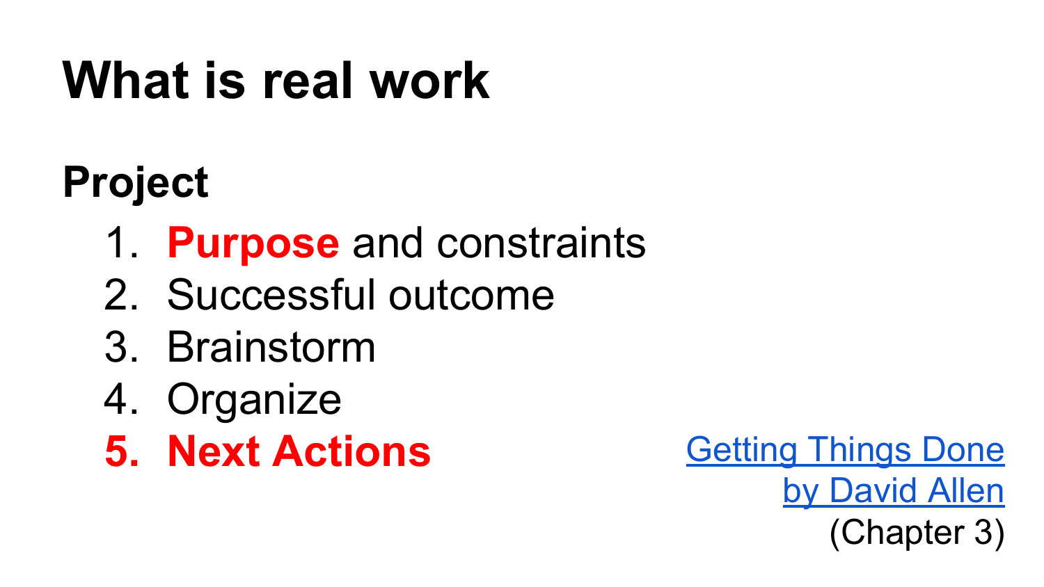# What is real work

## Project

1. **Purpose** and constraints
2. Successful outcome
3. Brainstorm
4. Organize
5. **Next Actions**

[Getting Things Done by David Allen] (Chapter 3)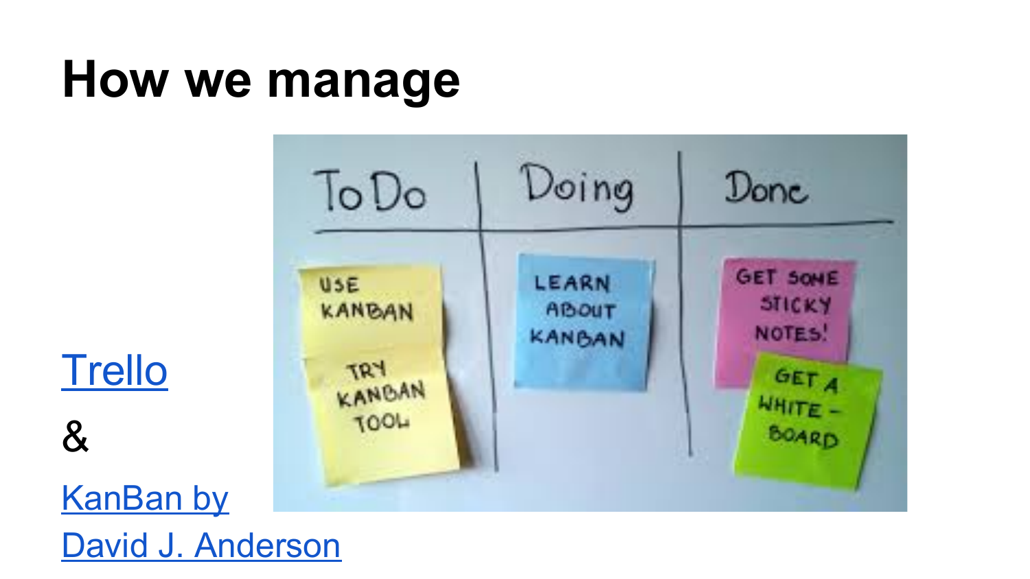# How we manage

Trello

&

KanBan by David J. Anderson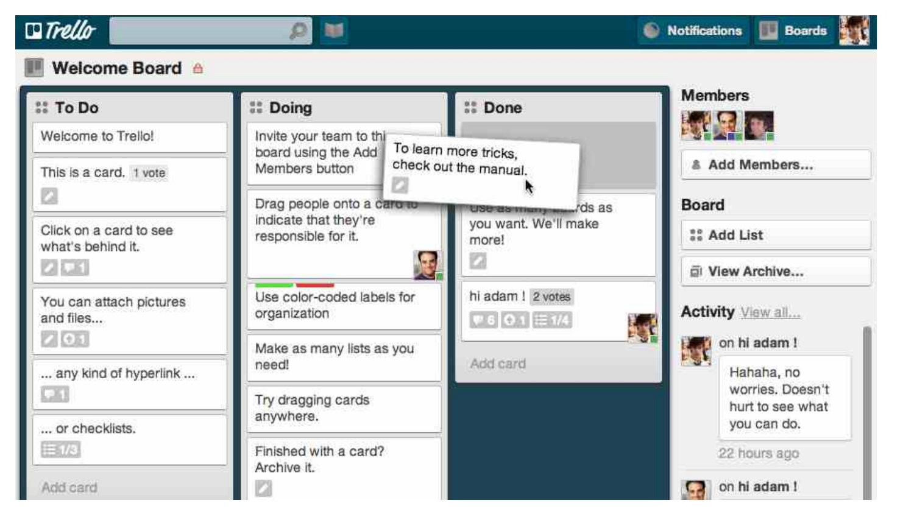Trello

Notifications Boards

# Welcome Board

## To Do

- Welcome to Trello!
- This is a card. 1 vote
- Click on a card to see what's behind it. 1
- You can attach pictures and files... 1
- ... any kind of hyperlink ... 1
- ... or checklists. 1/3

Add card

## Doing

- Invite your team to this board using the Add Members button
- Drag people onto a card to indicate that they're responsible for it.
- Use color-coded labels for organization
- Make as many lists as you need!
- Try dragging cards anywhere.
- Finished with a card? Archive it.

To learn more tricks, check out the manual.

## Done

- Use as many boards as you want. We'll make more!
- hi adam ! 2 votes 6 1 1/4

Add card

## Members

Add Members...

## Board

Add List

View Archive...

## Activity

View all...

on **hi adam !**

Hahaha, no worries. Doesn't hurt to see what you can do.

22 hours ago

on **hi adam !**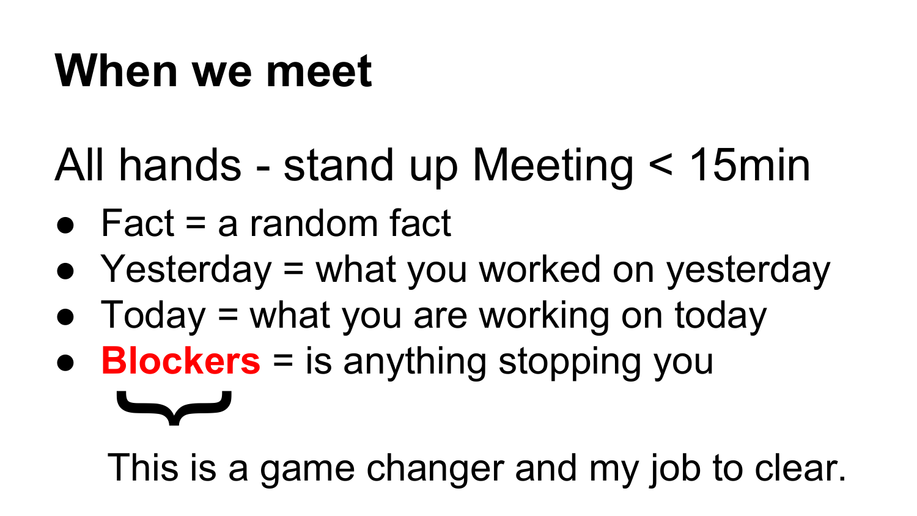# When we meet

## All hands - stand up Meeting < 15min

- Fact = a random fact
- Yesterday = what you worked on yesterday
- Today = what you are working on today
- **Blockers** = is anything stopping you

This is a game changer and my job to clear.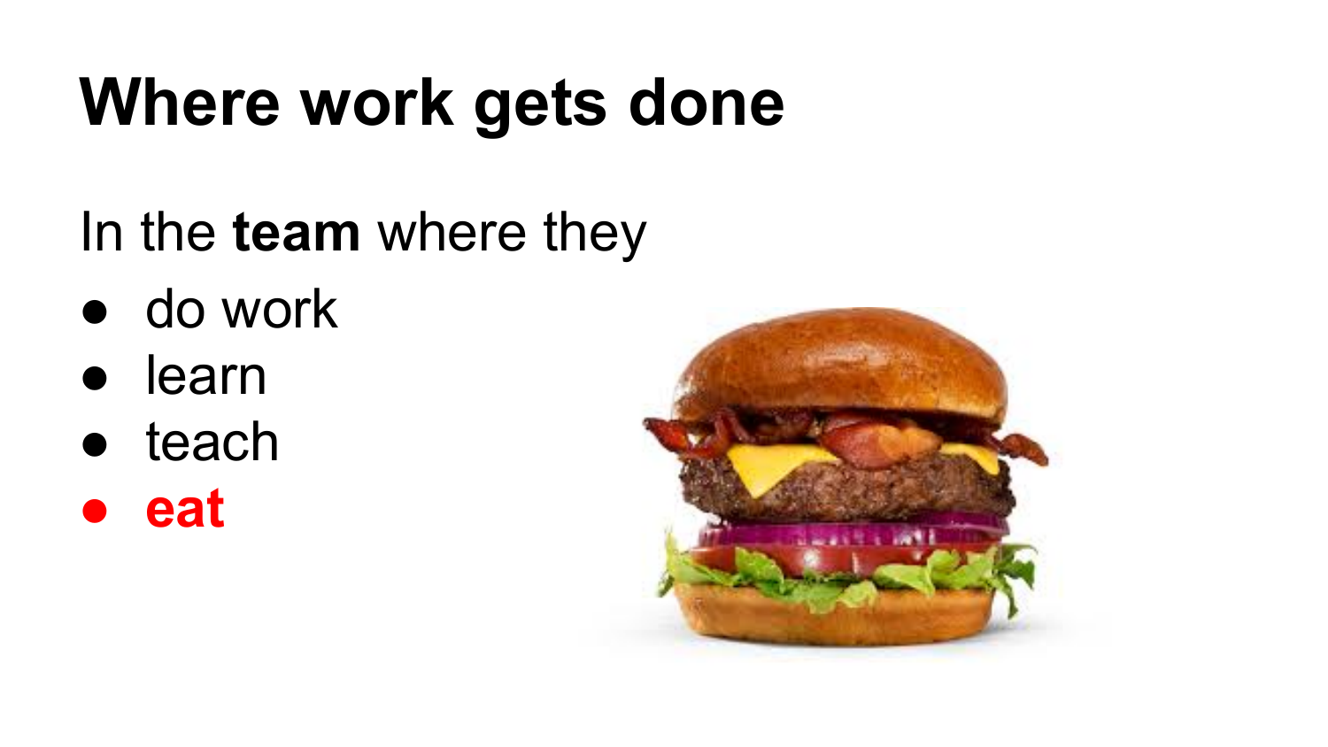# Where work gets done

In the **team** where they

- do work
- learn
- teach
- **eat**